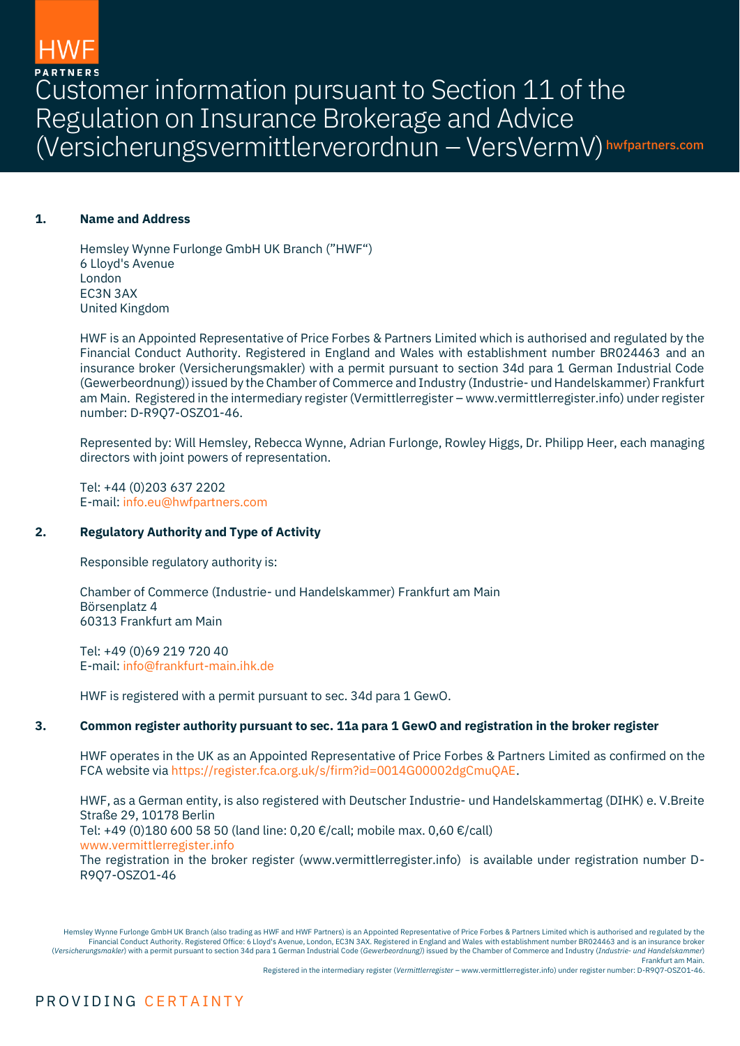HWF PARTNERS

# Customer information pursuant to Section 11 of the Regulation on Insurance Brokerage and Advice (Versicherungsvermittlerverordnun – VersVermV)

hwfpartners.com

## 1. Name and Address

Hemsley Wynne Furlonge GmbH UK Branch (”HWF“)
6 Lloyd's Avenue
London
EC3N 3AX
United Kingdom

HWF is an Appointed Representative of Price Forbes & Partners Limited which is authorised and regulated by the Financial Conduct Authority. Registered in England and Wales with establishment number BR024463 and an insurance broker (Versicherungsmakler) with a permit pursuant to section 34d para 1 German Industrial Code (Gewerbeordnung)) issued by the Chamber of Commerce and Industry (Industrie- und Handelskammer) Frankfurt am Main. Registered in the intermediary register (Vermittlerregister – www.vermittlerregister.info) under register number: D-R9Q7-OSZO1-46.

Represented by: Will Hemsley, Rebecca Wynne, Adrian Furlonge, Rowley Higgs, Dr. Philipp Heer, each managing directors with joint powers of representation.

Tel: +44 (0)203 637 2202
E-mail: info.eu@hwfpartners.com

## 2. Regulatory Authority and Type of Activity

Responsible regulatory authority is:

Chamber of Commerce (Industrie- und Handelskammer) Frankfurt am Main
Börsenplatz 4
60313 Frankfurt am Main

Tel: +49 (0)69 219 720 40
E-mail: info@frankfurt-main.ihk.de

HWF is registered with a permit pursuant to sec. 34d para 1 GewO.

## 3. Common register authority pursuant to sec. 11a para 1 GewO and registration in the broker register

HWF operates in the UK as an Appointed Representative of Price Forbes & Partners Limited as confirmed on the FCA website via https://register.fca.org.uk/s/firm?id=0014G00002dgCmuQAE.

HWF, as a German entity, is also registered with Deutscher Industrie- und Handelskammertag (DIHK) e. V.Breite Straße 29, 10178 Berlin
Tel: +49 (0)180 600 58 50 (land line: 0,20 €/call; mobile max. 0,60 €/call)
www.vermittlerregister.info
The registration in the broker register (www.vermittlerregister.info) is available under registration number D-R9Q7-OSZO1-46

Hemsley Wynne Furlonge GmbH UK Branch (also trading as HWF and HWF Partners) is an Appointed Representative of Price Forbes & Partners Limited which is authorised and regulated by the Financial Conduct Authority. Registered Office: 6 Lloyd's Avenue, London, EC3N 3AX. Registered in England and Wales with establishment number BR024463 and is an insurance broker (*Versicherungsmakler*) with a permit pursuant to section 34d para 1 German Industrial Code (*Gewerbeordnung)*) issued by the Chamber of Commerce and Industry (*Industrie- und Handelskammer*) Frankfurt am Main.
Registered in the intermediary register (*Vermittlerregister* – www.vermittlerregister.info) under register number: D-R9Q7-OSZO1-46.

PROVIDING CERTAINTY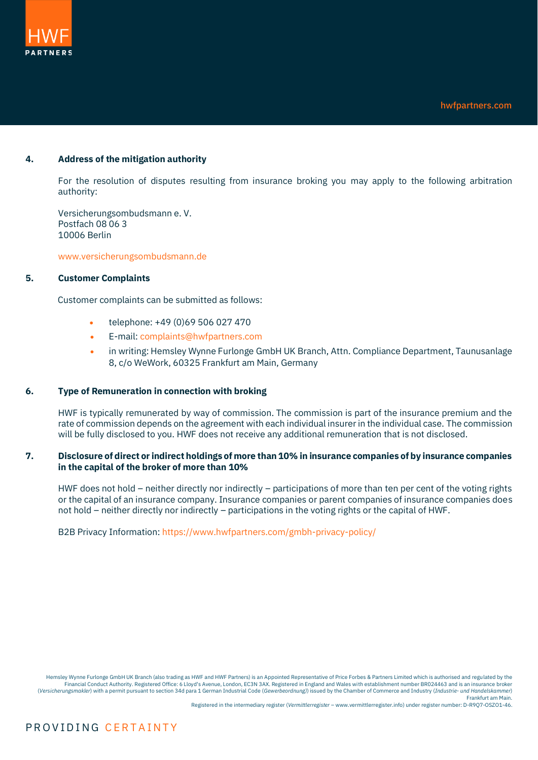## 4. Address of the mitigation authority

For the resolution of disputes resulting from insurance broking you may apply to the following arbitration authority:

Versicherungsombudsmann e. V.
Postfach 08 06 3
10006 Berlin

www.versicherungsombudsmann.de

## 5. Customer Complaints

Customer complaints can be submitted as follows:

- telephone: +49 (0)69 506 027 470
- E-mail: complaints@hwfpartners.com
- in writing: Hemsley Wynne Furlonge GmbH UK Branch, Attn. Compliance Department, Taunusanlage 8, c/o WeWork, 60325 Frankfurt am Main, Germany

## 6. Type of Remuneration in connection with broking

HWF is typically remunerated by way of commission. The commission is part of the insurance premium and the rate of commission depends on the agreement with each individual insurer in the individual case. The commission will be fully disclosed to you. HWF does not receive any additional remuneration that is not disclosed.

## 7. Disclosure of direct or indirect holdings of more than 10% in insurance companies of by insurance companies in the capital of the broker of more than 10%

HWF does not hold – neither directly nor indirectly – participations of more than ten per cent of the voting rights or the capital of an insurance company. Insurance companies or parent companies of insurance companies does not hold – neither directly nor indirectly – participations in the voting rights or the capital of HWF.

B2B Privacy Information: https://www.hwfpartners.com/gmbh-privacy-policy/

Hemsley Wynne Furlonge GmbH UK Branch (also trading as HWF and HWF Partners) is an Appointed Representative of Price Forbes & Partners Limited which is authorised and regulated by the Financial Conduct Authority. Registered Office: 6 Lloyd's Avenue, London, EC3N 3AX. Registered in England and Wales with establishment number BR024463 and is an insurance broker (*Versicherungsmakler*) with a permit pursuant to section 34d para 1 German Industrial Code (*Gewerbeordnung*)) issued by the Chamber of Commerce and Industry (*Industrie- und Handelskammer*) Frankfurt am Main.
Registered in the intermediary register (*Vermittlerregister* – www.vermittlerregister.info) under register number: D-R9Q7-OSZO1-46.